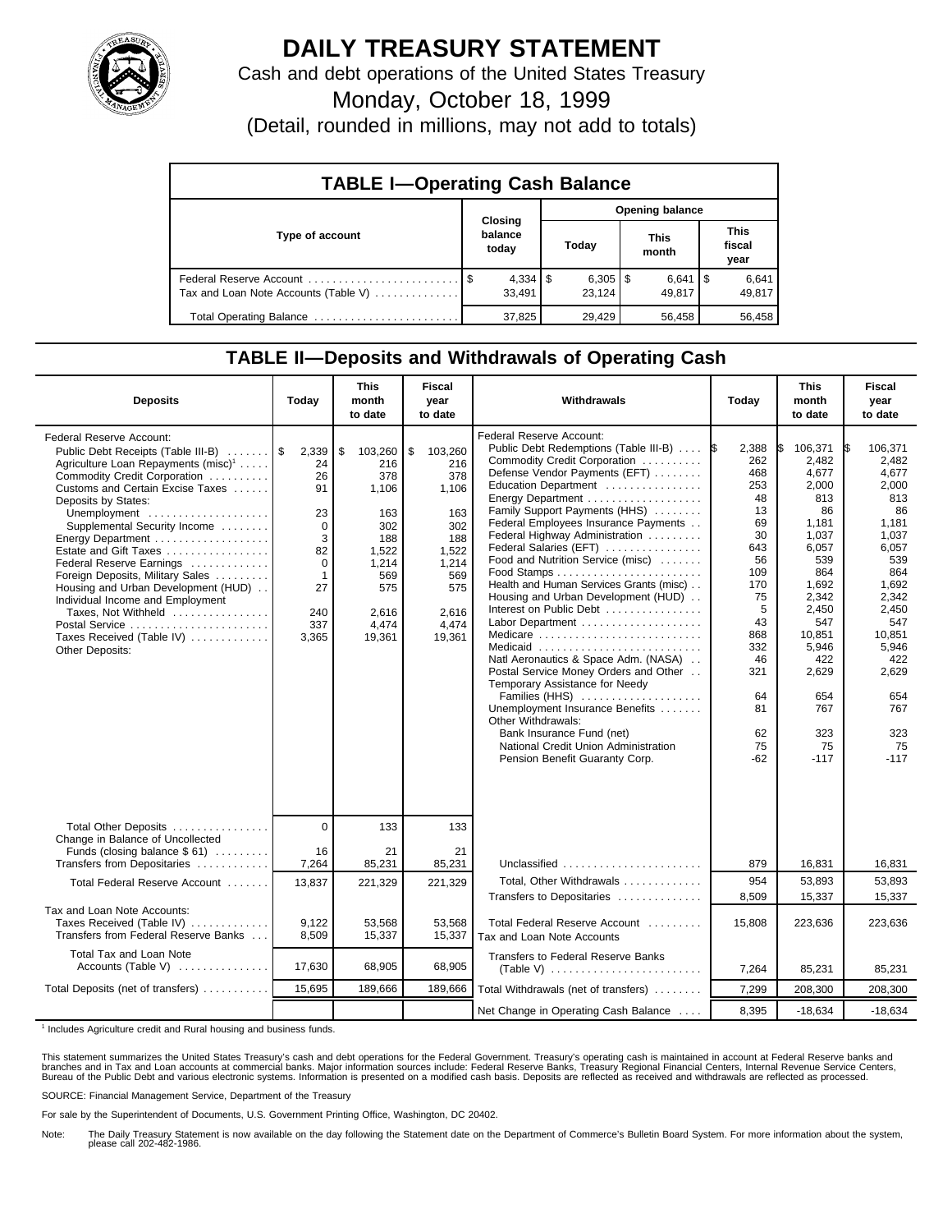# DAILY TREASURY STATEMENT

Cash and debt operations of the United States Treasury

Monday, October 18, 1999

(Detail, rounded in millions, may not add to totals)

## TABLE I—Operating Cash Balance

| Type of account | Closing balance today | Opening balance Today | This month | This fiscal year |
|---|---|---|---|---|
| Federal Reserve Account | $ 4,334 | $ 6,305 | $ 6,641 | $ 6,641 |
| Tax and Loan Note Accounts (Table V) | 33,491 | 23,124 | 49,817 | 49,817 |
| Total Operating Balance | 37,825 | 29,429 | 56,458 | 56,458 |

## TABLE II—Deposits and Withdrawals of Operating Cash

| Deposits | Today | This month to date | Fiscal year to date |
|---|---|---|---|
| Federal Reserve Account: | | | |
| Public Debt Receipts (Table III-B) | $ 2,339 | $ 103,260 | $ 103,260 |
| Agriculture Loan Repayments (misc)[1] | 24 | 216 | 216 |
| Commodity Credit Corporation | 26 | 378 | 378 |
| Customs and Certain Excise Taxes | 91 | 1,106 | 1,106 |
| Deposits by States: | | | |
| Unemployment | 23 | 163 | 163 |
| Supplemental Security Income | 0 | 302 | 302 |
| Energy Department | 3 | 188 | 188 |
| Estate and Gift Taxes | 82 | 1,522 | 1,522 |
| Federal Reserve Earnings | 0 | 1,214 | 1,214 |
| Foreign Deposits, Military Sales | 1 | 569 | 569 |
| Housing and Urban Development (HUD) | 27 | 575 | 575 |
| Individual Income and Employment Taxes, Not Withheld | 240 | 2,616 | 2,616 |
| Postal Service | 337 | 4,474 | 4,474 |
| Taxes Received (Table IV) | 3,365 | 19,361 | 19,361 |
| Other Deposits: | | | |
| Total Other Deposits | 0 | 133 | 133 |
| Change in Balance of Uncollected Funds (closing balance $ 61) | 16 | 21 | 21 |
| Transfers from Depositaries | 7,264 | 85,231 | 85,231 |
| Total Federal Reserve Account | 13,837 | 221,329 | 221,329 |
| Tax and Loan Note Accounts: | | | |
| Taxes Received (Table IV) | 9,122 | 53,568 | 53,568 |
| Transfers from Federal Reserve Banks | 8,509 | 15,337 | 15,337 |
| Total Tax and Loan Note Accounts (Table V) | 17,630 | 68,905 | 68,905 |
| Total Deposits (net of transfers) | 15,695 | 189,666 | 189,666 |

| Withdrawals | Today | This month to date | Fiscal year to date |
|---|---|---|---|
| Federal Reserve Account: | | | |
| Public Debt Redemptions (Table III-B) | $ 2,388 | $ 106,371 | $ 106,371 |
| Commodity Credit Corporation | 262 | 2,482 | 2,482 |
| Defense Vendor Payments (EFT) | 468 | 4,677 | 4,677 |
| Education Department | 253 | 2,000 | 2,000 |
| Energy Department | 48 | 813 | 813 |
| Family Support Payments (HHS) | 13 | 86 | 86 |
| Federal Employees Insurance Payments | 69 | 1,181 | 1,181 |
| Federal Highway Administration | 30 | 1,037 | 1,037 |
| Federal Salaries (EFT) | 643 | 6,057 | 6,057 |
| Food and Nutrition Service (misc) | 56 | 539 | 539 |
| Food Stamps | 109 | 864 | 864 |
| Health and Human Services Grants (misc) | 170 | 1,692 | 1,692 |
| Housing and Urban Development (HUD) | 75 | 2,342 | 2,342 |
| Interest on Public Debt | 5 | 2,450 | 2,450 |
| Labor Department | 43 | 547 | 547 |
| Medicare | 868 | 10,851 | 10,851 |
| Medicaid | 332 | 5,946 | 5,946 |
| Natl Aeronautics & Space Adm. (NASA) | 46 | 422 | 422 |
| Postal Service Money Orders and Other | 321 | 2,629 | 2,629 |
| Temporary Assistance for Needy Families (HHS) | 64 | 654 | 654 |
| Unemployment Insurance Benefits | 81 | 767 | 767 |
| Other Withdrawals: | | | |
| Bank Insurance Fund (net) | 62 | 323 | 323 |
| National Credit Union Administration | 75 | 75 | 75 |
| Pension Benefit Guaranty Corp. | -62 | -117 | -117 |
| Unclassified | 879 | 16,831 | 16,831 |
| Total, Other Withdrawals | 954 | 53,893 | 53,893 |
| Transfers to Depositaries | 8,509 | 15,337 | 15,337 |
| Total Federal Reserve Account | 15,808 | 223,636 | 223,636 |
| Tax and Loan Note Accounts | | | |
| Transfers to Federal Reserve Banks (Table V) | 7,264 | 85,231 | 85,231 |
| Total Withdrawals (net of transfers) | 7,299 | 208,300 | 208,300 |
| Net Change in Operating Cash Balance | 8,395 | -18,634 | -18,634 |

[1] Includes Agriculture credit and Rural housing and business funds.

This statement summarizes the United States Treasury's cash and debt operations for the Federal Government. Treasury's operating cash is maintained in account at Federal Reserve banks and branches and in Tax and Loan accounts at commercial banks. Major information sources include: Federal Reserve Banks, Treasury Regional Financial Centers, Internal Revenue Service Centers, Bureau of the Public Debt and various electronic systems. Information is presented on a modified cash basis. Deposits are reflected as received and withdrawals are reflected as processed.

SOURCE: Financial Management Service, Department of the Treasury

For sale by the Superintendent of Documents, U.S. Government Printing Office, Washington, DC 20402.

Note: The Daily Treasury Statement is now available on the day following the Statement date on the Department of Commerce's Bulletin Board System. For more information about the system, please call 202-482-1986.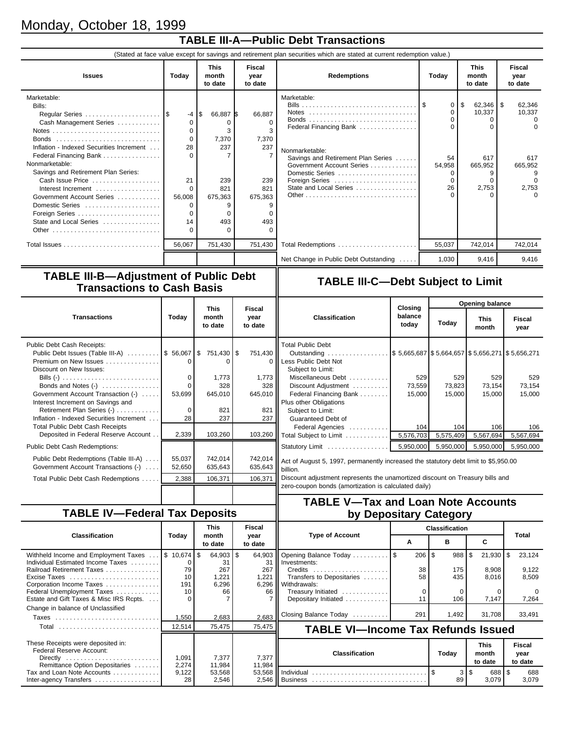Monday, October 18, 1999

## TABLE III-A—Public Debt Transactions

(Stated at face value except for savings and retirement plan securities which are stated at current redemption value.)

| Issues | Today | This month to date | Fiscal year to date |
|---|---|---|---|
| Marketable: | | | |
| Bills: | | | |
| Regular Series | $ -4 | $ 66,887 | $ 66,887 |
| Cash Management Series | 0 | 0 | 0 |
| Notes | 0 | 3 | 3 |
| Bonds | 0 | 7,370 | 7,370 |
| Inflation - Indexed Securities Increment | 28 | 237 | 237 |
| Federal Financing Bank | 0 | 7 | 7 |
| Nonmarketable: | | | |
| Savings and Retirement Plan Series: | | | |
| Cash Issue Price | 21 | 239 | 239 |
| Interest Increment | 0 | 821 | 821 |
| Government Account Series | 56,008 | 675,363 | 675,363 |
| Domestic Series | 0 | 9 | 9 |
| Foreign Series | 0 | 0 | 0 |
| State and Local Series | 14 | 493 | 493 |
| Other | 0 | 0 | 0 |
| Total Issues | 56,067 | 751,430 | 751,430 |

| Redemptions | Today | This month to date | Fiscal year to date |
|---|---|---|---|
| Marketable: | | | |
| Bills | $ 0 | $ 62,346 | $ 62,346 |
| Notes | 0 | 10,337 | 10,337 |
| Bonds | 0 | 0 | 0 |
| Federal Financing Bank | 0 | 0 | 0 |
| Nonmarketable: | | | |
| Savings and Retirement Plan Series | 54 | 617 | 617 |
| Government Account Series | 54,958 | 665,952 | 665,952 |
| Domestic Series | 0 | 9 | 9 |
| Foreign Series | 0 | 0 | 0 |
| State and Local Series | 26 | 2,753 | 2,753 |
| Other | 0 | 0 | 0 |
| Total Redemptions | 55,037 | 742,014 | 742,014 |
| Net Change in Public Debt Outstanding | 1,030 | 9,416 | 9,416 |

## TABLE III-B—Adjustment of Public Debt Transactions to Cash Basis

| Transactions | Today | This month to date | Fiscal year to date |
|---|---|---|---|
| Public Debt Cash Receipts: | | | |
| Public Debt Issues (Table III-A) | $ 56,067 | $ 751,430 | $ 751,430 |
| Premium on New Issues | 0 | 0 | 0 |
| Discount on New Issues: | | | |
| Bills (-) | 0 | 1,773 | 1,773 |
| Bonds and Notes (-) | 0 | 328 | 328 |
| Government Account Transaction (-) | 53,699 | 645,010 | 645,010 |
| Interest Increment on Savings and Retirement Plan Series (-) | 0 | 821 | 821 |
| Inflation - Indexed Securities Increment | 28 | 237 | 237 |
| Total Public Debt Cash Receipts Deposited in Federal Reserve Account | 2,339 | 103,260 | 103,260 |
| Public Debt Cash Redemptions: | | | |
| Public Debt Redemptions (Table III-A) | 55,037 | 742,014 | 742,014 |
| Government Account Transactions (-) | 52,650 | 635,643 | 635,643 |
| Total Public Debt Cash Redemptions | 2,388 | 106,371 | 106,371 |

## TABLE III-C—Debt Subject to Limit

| Classification | Closing balance today | Opening balance | | |
|---|---|---|---|---|
| | | Today | This month | Fiscal year |
| Total Public Debt Outstanding | $ 5,665,687 | $ 5,664,657 | $ 5,656,271 | $ 5,656,271 |
| Less Public Debt Not Subject to Limit: | | | | |
| Miscellaneous Debt | 529 | 529 | 529 | 529 |
| Discount Adjustment | 73,559 | 73,823 | 73,154 | 73,154 |
| Federal Financing Bank | 15,000 | 15,000 | 15,000 | 15,000 |
| Plus other Obligations Subject to Limit: | | | | |
| Guaranteed Debt of Federal Agencies | 104 | 104 | 106 | 106 |
| Total Subject to Limit | 5,576,703 | 5,575,409 | 5,567,694 | 5,567,694 |
| Statutory Limit | 5,950,000 | 5,950,000 | 5,950,000 | 5,950,000 |

Act of August 5, 1997, permanently increased the statutory debt limit to $5,950.00 billion.

Discount adjustment represents the unamortized discount on Treasury bills and zero-coupon bonds (amortization is calculated daily)

## TABLE IV—Federal Tax Deposits

| Classification | Today | This month to date | Fiscal year to date |
|---|---|---|---|
| Withheld Income and Employment Taxes | $ 10,674 | $ 64,903 | $ 64,903 |
| Individual Estimated Income Taxes | 0 | 31 | 31 |
| Railroad Retirement Taxes | 79 | 267 | 267 |
| Excise Taxes | 10 | 1,221 | 1,221 |
| Corporation Income Taxes | 191 | 6,296 | 6,296 |
| Federal Unemployment Taxes | 10 | 66 | 66 |
| Estate and Gift Taxes & Misc IRS Rcpts. | 0 | 7 | 7 |
| Change in balance of Unclassified Taxes | 1,550 | 2,683 | 2,683 |
| Total | 12,514 | 75,475 | 75,475 |
| These Receipts were deposited in: | | | |
| Federal Reserve Account: | | | |
| Directly | 1,091 | 7,377 | 7,377 |
| Remittance Option Depositaries | 2,274 | 11,984 | 11,984 |
| Tax and Loan Note Accounts | 9,122 | 53,568 | 53,568 |
| Inter-agency Transfers | 28 | 2,546 | 2,546 |

## TABLE V—Tax and Loan Note Accounts by Depositary Category

| Type of Account | Classification | | | Total |
|---|---|---|---|---|
| | A | B | C | |
| Opening Balance Today | $ 206 | $ 988 | $ 21,930 | $ 23,124 |
| Investments: | | | | |
| Credits | 38 | 175 | 8,908 | 9,122 |
| Transfers to Depositaries | 58 | 435 | 8,016 | 8,509 |
| Withdrawals: | | | | |
| Treasury Initiated | 0 | 0 | 0 | 0 |
| Depositary Initiated | 11 | 106 | 7,147 | 7,264 |
| Closing Balance Today | 291 | 1,492 | 31,708 | 33,491 |

## TABLE VI—Income Tax Refunds Issued

| Classification | Today | This month to date | Fiscal year to date |
|---|---|---|---|
| Individual | $ 3 | $ 688 | $ 688 |
| Business | 89 | 3,079 | 3,079 |